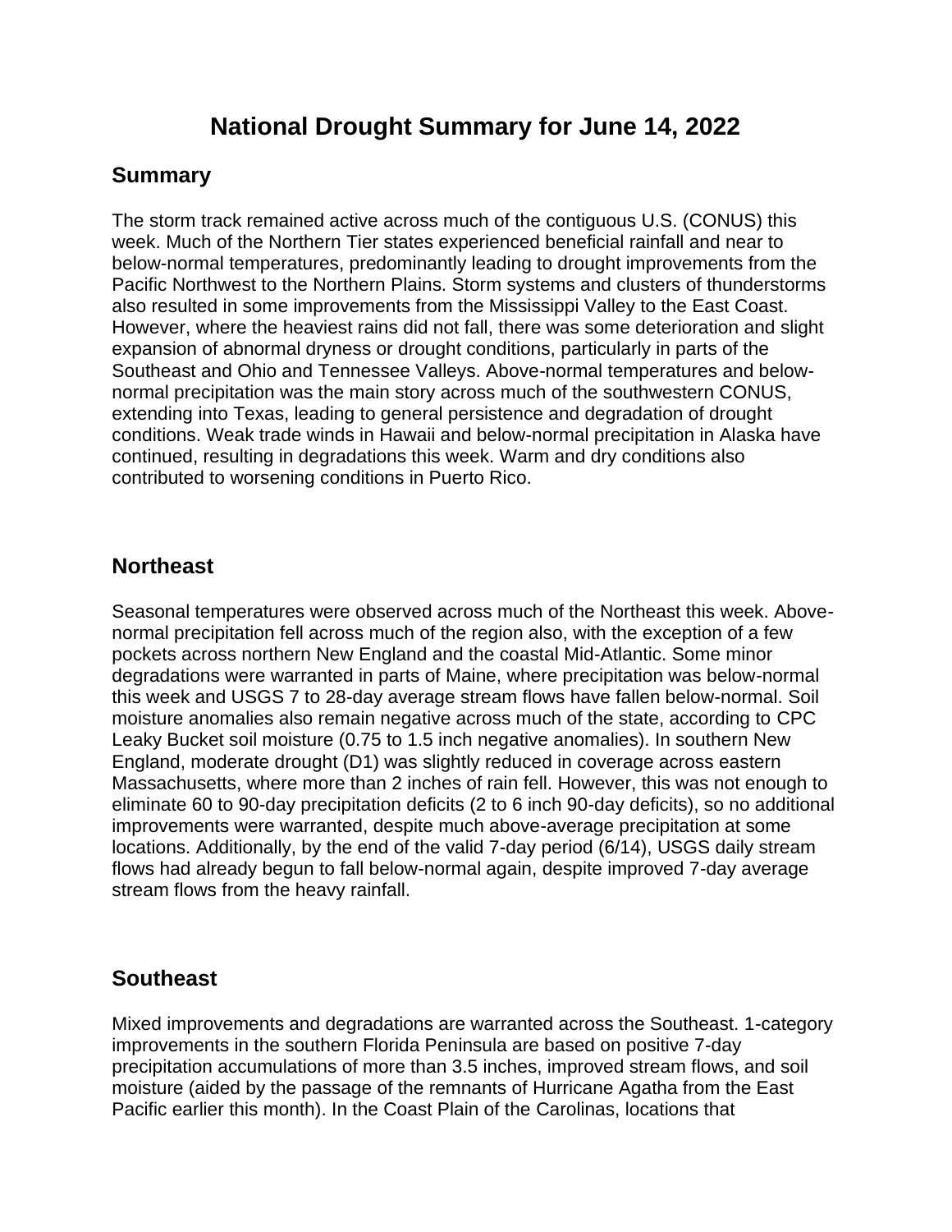# National Drought Summary for June 14, 2022

## Summary

The storm track remained active across much of the contiguous U.S. (CONUS) this week. Much of the Northern Tier states experienced beneficial rainfall and near to below-normal temperatures, predominantly leading to drought improvements from the Pacific Northwest to the Northern Plains. Storm systems and clusters of thunderstorms also resulted in some improvements from the Mississippi Valley to the East Coast. However, where the heaviest rains did not fall, there was some deterioration and slight expansion of abnormal dryness or drought conditions, particularly in parts of the Southeast and Ohio and Tennessee Valleys. Above-normal temperatures and below-normal precipitation was the main story across much of the southwestern CONUS, extending into Texas, leading to general persistence and degradation of drought conditions. Weak trade winds in Hawaii and below-normal precipitation in Alaska have continued, resulting in degradations this week. Warm and dry conditions also contributed to worsening conditions in Puerto Rico.

## Northeast

Seasonal temperatures were observed across much of the Northeast this week. Above-normal precipitation fell across much of the region also, with the exception of a few pockets across northern New England and the coastal Mid-Atlantic. Some minor degradations were warranted in parts of Maine, where precipitation was below-normal this week and USGS 7 to 28-day average stream flows have fallen below-normal. Soil moisture anomalies also remain negative across much of the state, according to CPC Leaky Bucket soil moisture (0.75 to 1.5 inch negative anomalies). In southern New England, moderate drought (D1) was slightly reduced in coverage across eastern Massachusetts, where more than 2 inches of rain fell. However, this was not enough to eliminate 60 to 90-day precipitation deficits (2 to 6 inch 90-day deficits), so no additional improvements were warranted, despite much above-average precipitation at some locations. Additionally, by the end of the valid 7-day period (6/14), USGS daily stream flows had already begun to fall below-normal again, despite improved 7-day average stream flows from the heavy rainfall.

## Southeast

Mixed improvements and degradations are warranted across the Southeast. 1-category improvements in the southern Florida Peninsula are based on positive 7-day precipitation accumulations of more than 3.5 inches, improved stream flows, and soil moisture (aided by the passage of the remnants of Hurricane Agatha from the East Pacific earlier this month). In the Coast Plain of the Carolinas, locations that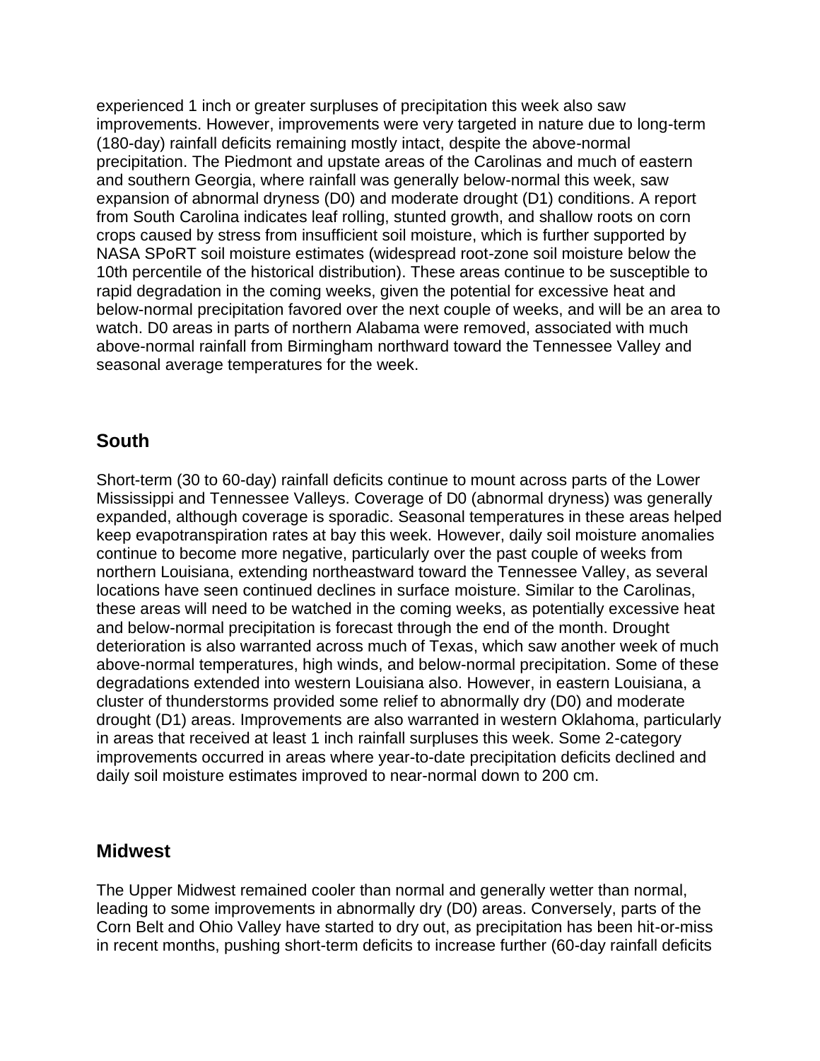experienced 1 inch or greater surpluses of precipitation this week also saw improvements. However, improvements were very targeted in nature due to long-term (180-day) rainfall deficits remaining mostly intact, despite the above-normal precipitation. The Piedmont and upstate areas of the Carolinas and much of eastern and southern Georgia, where rainfall was generally below-normal this week, saw expansion of abnormal dryness (D0) and moderate drought (D1) conditions. A report from South Carolina indicates leaf rolling, stunted growth, and shallow roots on corn crops caused by stress from insufficient soil moisture, which is further supported by NASA SPoRT soil moisture estimates (widespread root-zone soil moisture below the 10th percentile of the historical distribution). These areas continue to be susceptible to rapid degradation in the coming weeks, given the potential for excessive heat and below-normal precipitation favored over the next couple of weeks, and will be an area to watch. D0 areas in parts of northern Alabama were removed, associated with much above-normal rainfall from Birmingham northward toward the Tennessee Valley and seasonal average temperatures for the week.

## South

Short-term (30 to 60-day) rainfall deficits continue to mount across parts of the Lower Mississippi and Tennessee Valleys. Coverage of D0 (abnormal dryness) was generally expanded, although coverage is sporadic. Seasonal temperatures in these areas helped keep evapotranspiration rates at bay this week. However, daily soil moisture anomalies continue to become more negative, particularly over the past couple of weeks from northern Louisiana, extending northeastward toward the Tennessee Valley, as several locations have seen continued declines in surface moisture. Similar to the Carolinas, these areas will need to be watched in the coming weeks, as potentially excessive heat and below-normal precipitation is forecast through the end of the month. Drought deterioration is also warranted across much of Texas, which saw another week of much above-normal temperatures, high winds, and below-normal precipitation. Some of these degradations extended into western Louisiana also. However, in eastern Louisiana, a cluster of thunderstorms provided some relief to abnormally dry (D0) and moderate drought (D1) areas. Improvements are also warranted in western Oklahoma, particularly in areas that received at least 1 inch rainfall surpluses this week. Some 2-category improvements occurred in areas where year-to-date precipitation deficits declined and daily soil moisture estimates improved to near-normal down to 200 cm.

## Midwest

The Upper Midwest remained cooler than normal and generally wetter than normal, leading to some improvements in abnormally dry (D0) areas. Conversely, parts of the Corn Belt and Ohio Valley have started to dry out, as precipitation has been hit-or-miss in recent months, pushing short-term deficits to increase further (60-day rainfall deficits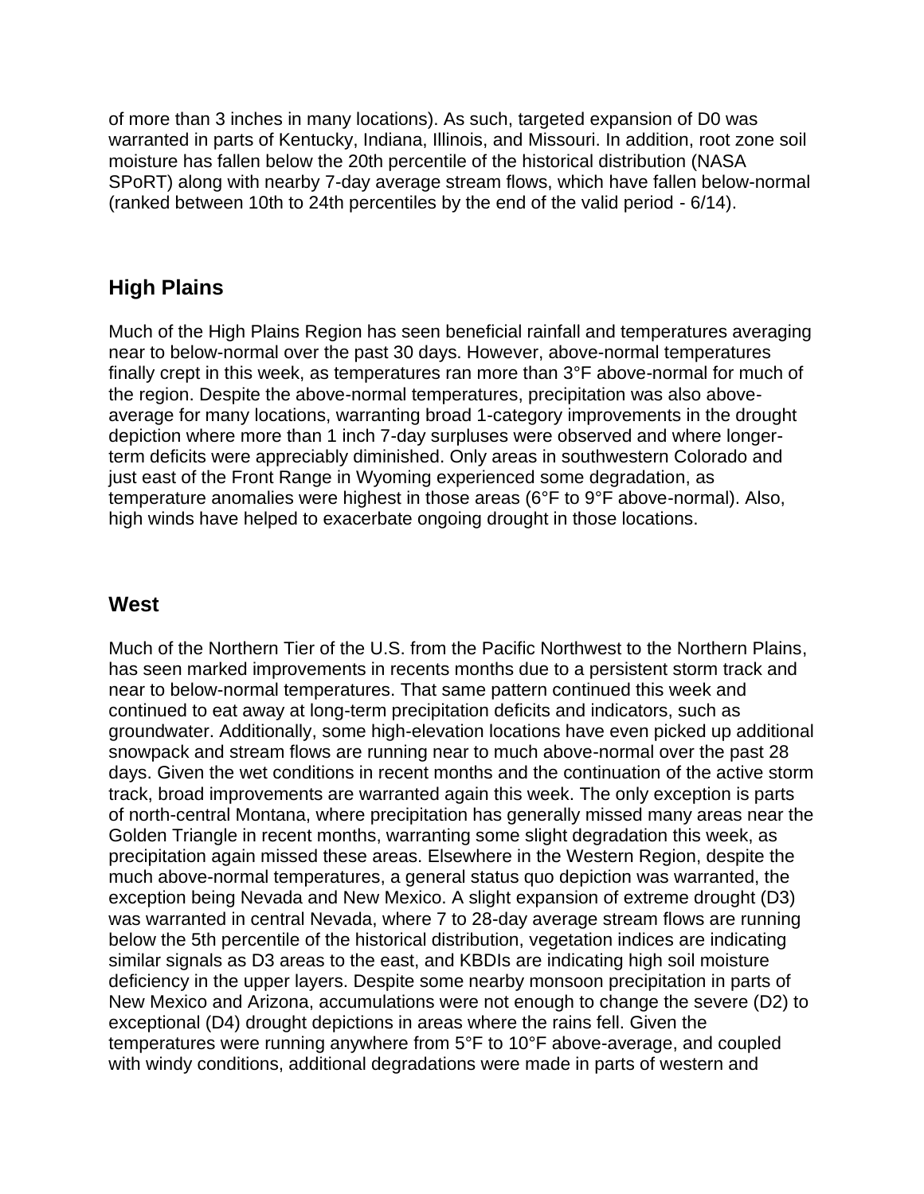of more than 3 inches in many locations). As such, targeted expansion of D0 was warranted in parts of Kentucky, Indiana, Illinois, and Missouri. In addition, root zone soil moisture has fallen below the 20th percentile of the historical distribution (NASA SPoRT) along with nearby 7-day average stream flows, which have fallen below-normal (ranked between 10th to 24th percentiles by the end of the valid period - 6/14).

## High Plains

Much of the High Plains Region has seen beneficial rainfall and temperatures averaging near to below-normal over the past 30 days. However, above-normal temperatures finally crept in this week, as temperatures ran more than 3°F above-normal for much of the region. Despite the above-normal temperatures, precipitation was also above-average for many locations, warranting broad 1-category improvements in the drought depiction where more than 1 inch 7-day surpluses were observed and where longer-term deficits were appreciably diminished. Only areas in southwestern Colorado and just east of the Front Range in Wyoming experienced some degradation, as temperature anomalies were highest in those areas (6°F to 9°F above-normal). Also, high winds have helped to exacerbate ongoing drought in those locations.

## West

Much of the Northern Tier of the U.S. from the Pacific Northwest to the Northern Plains, has seen marked improvements in recents months due to a persistent storm track and near to below-normal temperatures. That same pattern continued this week and continued to eat away at long-term precipitation deficits and indicators, such as groundwater. Additionally, some high-elevation locations have even picked up additional snowpack and stream flows are running near to much above-normal over the past 28 days. Given the wet conditions in recent months and the continuation of the active storm track, broad improvements are warranted again this week. The only exception is parts of north-central Montana, where precipitation has generally missed many areas near the Golden Triangle in recent months, warranting some slight degradation this week, as precipitation again missed these areas. Elsewhere in the Western Region, despite the much above-normal temperatures, a general status quo depiction was warranted, the exception being Nevada and New Mexico. A slight expansion of extreme drought (D3) was warranted in central Nevada, where 7 to 28-day average stream flows are running below the 5th percentile of the historical distribution, vegetation indices are indicating similar signals as D3 areas to the east, and KBDIs are indicating high soil moisture deficiency in the upper layers. Despite some nearby monsoon precipitation in parts of New Mexico and Arizona, accumulations were not enough to change the severe (D2) to exceptional (D4) drought depictions in areas where the rains fell. Given the temperatures were running anywhere from 5°F to 10°F above-average, and coupled with windy conditions, additional degradations were made in parts of western and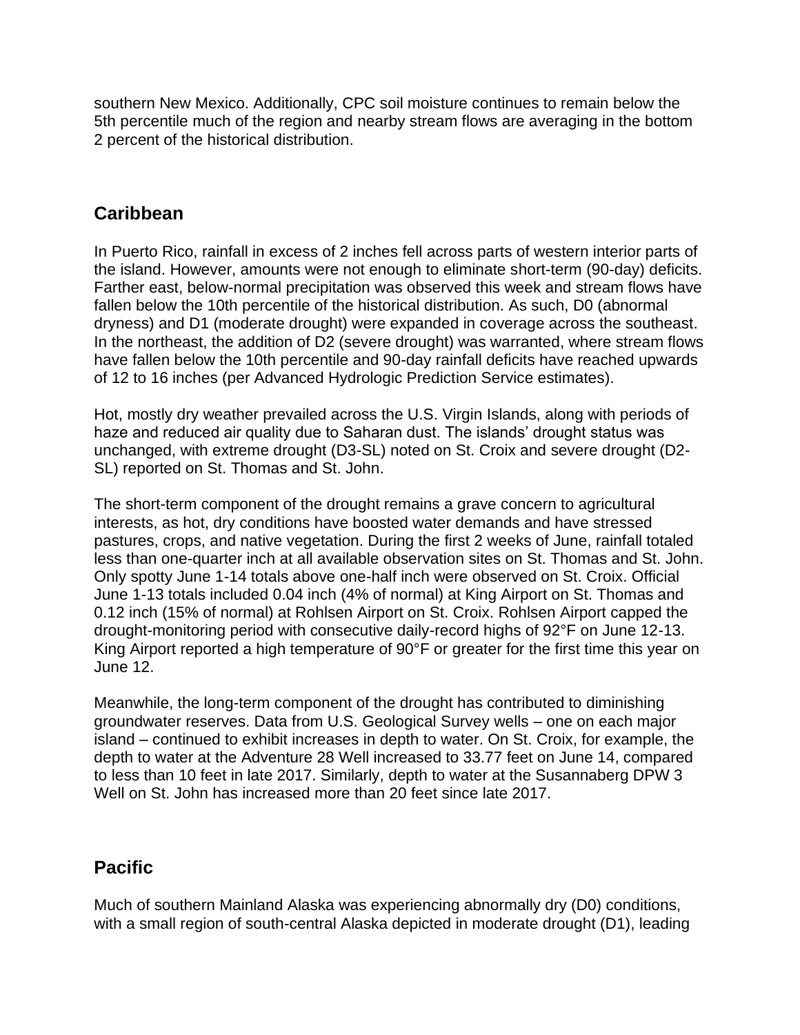southern New Mexico. Additionally, CPC soil moisture continues to remain below the 5th percentile much of the region and nearby stream flows are averaging in the bottom 2 percent of the historical distribution.

## Caribbean

In Puerto Rico, rainfall in excess of 2 inches fell across parts of western interior parts of the island. However, amounts were not enough to eliminate short-term (90-day) deficits. Farther east, below-normal precipitation was observed this week and stream flows have fallen below the 10th percentile of the historical distribution. As such, D0 (abnormal dryness) and D1 (moderate drought) were expanded in coverage across the southeast. In the northeast, the addition of D2 (severe drought) was warranted, where stream flows have fallen below the 10th percentile and 90-day rainfall deficits have reached upwards of 12 to 16 inches (per Advanced Hydrologic Prediction Service estimates).

Hot, mostly dry weather prevailed across the U.S. Virgin Islands, along with periods of haze and reduced air quality due to Saharan dust. The islands' drought status was unchanged, with extreme drought (D3-SL) noted on St. Croix and severe drought (D2-SL) reported on St. Thomas and St. John.

The short-term component of the drought remains a grave concern to agricultural interests, as hot, dry conditions have boosted water demands and have stressed pastures, crops, and native vegetation. During the first 2 weeks of June, rainfall totaled less than one-quarter inch at all available observation sites on St. Thomas and St. John. Only spotty June 1-14 totals above one-half inch were observed on St. Croix. Official June 1-13 totals included 0.04 inch (4% of normal) at King Airport on St. Thomas and 0.12 inch (15% of normal) at Rohlsen Airport on St. Croix. Rohlsen Airport capped the drought-monitoring period with consecutive daily-record highs of 92°F on June 12-13. King Airport reported a high temperature of 90°F or greater for the first time this year on June 12.

Meanwhile, the long-term component of the drought has contributed to diminishing groundwater reserves. Data from U.S. Geological Survey wells – one on each major island – continued to exhibit increases in depth to water. On St. Croix, for example, the depth to water at the Adventure 28 Well increased to 33.77 feet on June 14, compared to less than 10 feet in late 2017. Similarly, depth to water at the Susannaberg DPW 3 Well on St. John has increased more than 20 feet since late 2017.

## Pacific

Much of southern Mainland Alaska was experiencing abnormally dry (D0) conditions, with a small region of south-central Alaska depicted in moderate drought (D1), leading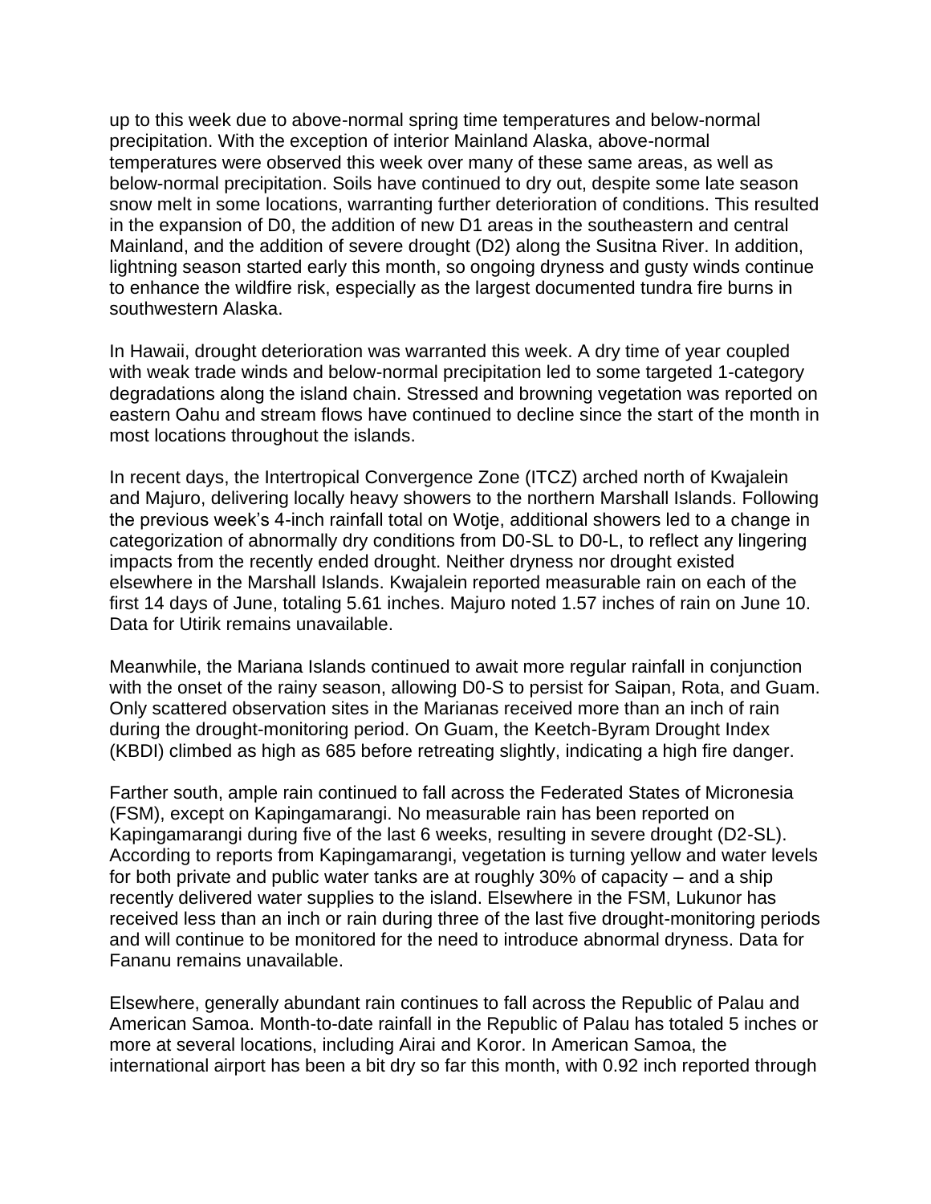up to this week due to above-normal spring time temperatures and below-normal precipitation. With the exception of interior Mainland Alaska, above-normal temperatures were observed this week over many of these same areas, as well as below-normal precipitation. Soils have continued to dry out, despite some late season snow melt in some locations, warranting further deterioration of conditions. This resulted in the expansion of D0, the addition of new D1 areas in the southeastern and central Mainland, and the addition of severe drought (D2) along the Susitna River. In addition, lightning season started early this month, so ongoing dryness and gusty winds continue to enhance the wildfire risk, especially as the largest documented tundra fire burns in southwestern Alaska.

In Hawaii, drought deterioration was warranted this week. A dry time of year coupled with weak trade winds and below-normal precipitation led to some targeted 1-category degradations along the island chain. Stressed and browning vegetation was reported on eastern Oahu and stream flows have continued to decline since the start of the month in most locations throughout the islands.

In recent days, the Intertropical Convergence Zone (ITCZ) arched north of Kwajalein and Majuro, delivering locally heavy showers to the northern Marshall Islands. Following the previous week's 4-inch rainfall total on Wotje, additional showers led to a change in categorization of abnormally dry conditions from D0-SL to D0-L, to reflect any lingering impacts from the recently ended drought. Neither dryness nor drought existed elsewhere in the Marshall Islands. Kwajalein reported measurable rain on each of the first 14 days of June, totaling 5.61 inches. Majuro noted 1.57 inches of rain on June 10. Data for Utirik remains unavailable.

Meanwhile, the Mariana Islands continued to await more regular rainfall in conjunction with the onset of the rainy season, allowing D0-S to persist for Saipan, Rota, and Guam. Only scattered observation sites in the Marianas received more than an inch of rain during the drought-monitoring period. On Guam, the Keetch-Byram Drought Index (KBDI) climbed as high as 685 before retreating slightly, indicating a high fire danger.

Farther south, ample rain continued to fall across the Federated States of Micronesia (FSM), except on Kapingamarangi. No measurable rain has been reported on Kapingamarangi during five of the last 6 weeks, resulting in severe drought (D2-SL). According to reports from Kapingamarangi, vegetation is turning yellow and water levels for both private and public water tanks are at roughly 30% of capacity – and a ship recently delivered water supplies to the island. Elsewhere in the FSM, Lukunor has received less than an inch or rain during three of the last five drought-monitoring periods and will continue to be monitored for the need to introduce abnormal dryness. Data for Fananu remains unavailable.

Elsewhere, generally abundant rain continues to fall across the Republic of Palau and American Samoa. Month-to-date rainfall in the Republic of Palau has totaled 5 inches or more at several locations, including Airai and Koror. In American Samoa, the international airport has been a bit dry so far this month, with 0.92 inch reported through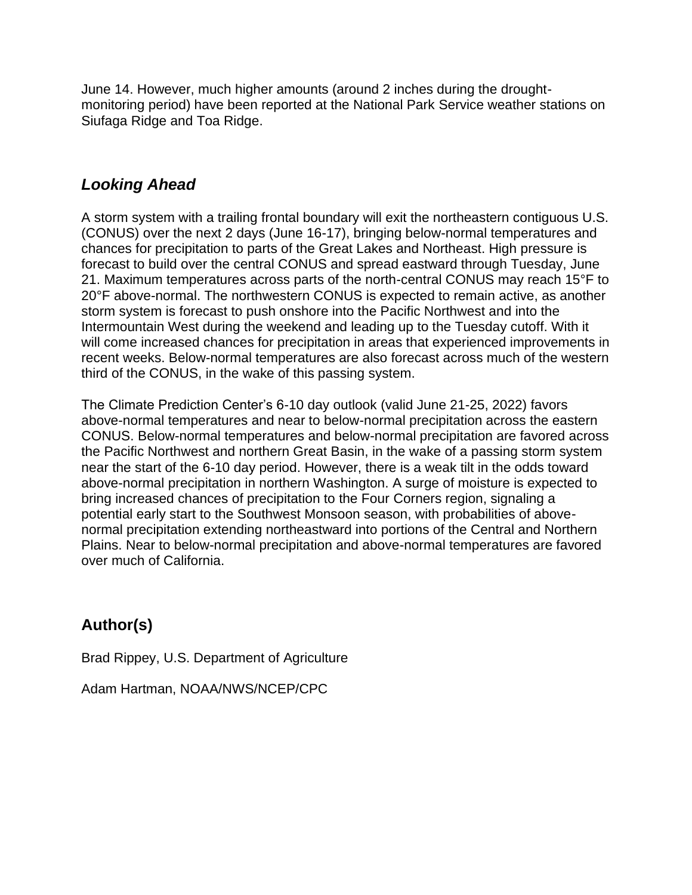June 14. However, much higher amounts (around 2 inches during the drought-monitoring period) have been reported at the National Park Service weather stations on Siufaga Ridge and Toa Ridge.

## *Looking Ahead*

A storm system with a trailing frontal boundary will exit the northeastern contiguous U.S. (CONUS) over the next 2 days (June 16-17), bringing below-normal temperatures and chances for precipitation to parts of the Great Lakes and Northeast. High pressure is forecast to build over the central CONUS and spread eastward through Tuesday, June 21. Maximum temperatures across parts of the north-central CONUS may reach 15°F to 20°F above-normal. The northwestern CONUS is expected to remain active, as another storm system is forecast to push onshore into the Pacific Northwest and into the Intermountain West during the weekend and leading up to the Tuesday cutoff. With it will come increased chances for precipitation in areas that experienced improvements in recent weeks. Below-normal temperatures are also forecast across much of the western third of the CONUS, in the wake of this passing system.

The Climate Prediction Center's 6-10 day outlook (valid June 21-25, 2022) favors above-normal temperatures and near to below-normal precipitation across the eastern CONUS. Below-normal temperatures and below-normal precipitation are favored across the Pacific Northwest and northern Great Basin, in the wake of a passing storm system near the start of the 6-10 day period. However, there is a weak tilt in the odds toward above-normal precipitation in northern Washington. A surge of moisture is expected to bring increased chances of precipitation to the Four Corners region, signaling a potential early start to the Southwest Monsoon season, with probabilities of above-normal precipitation extending northeastward into portions of the Central and Northern Plains. Near to below-normal precipitation and above-normal temperatures are favored over much of California.

## Author(s)

Brad Rippey, U.S. Department of Agriculture

Adam Hartman, NOAA/NWS/NCEP/CPC